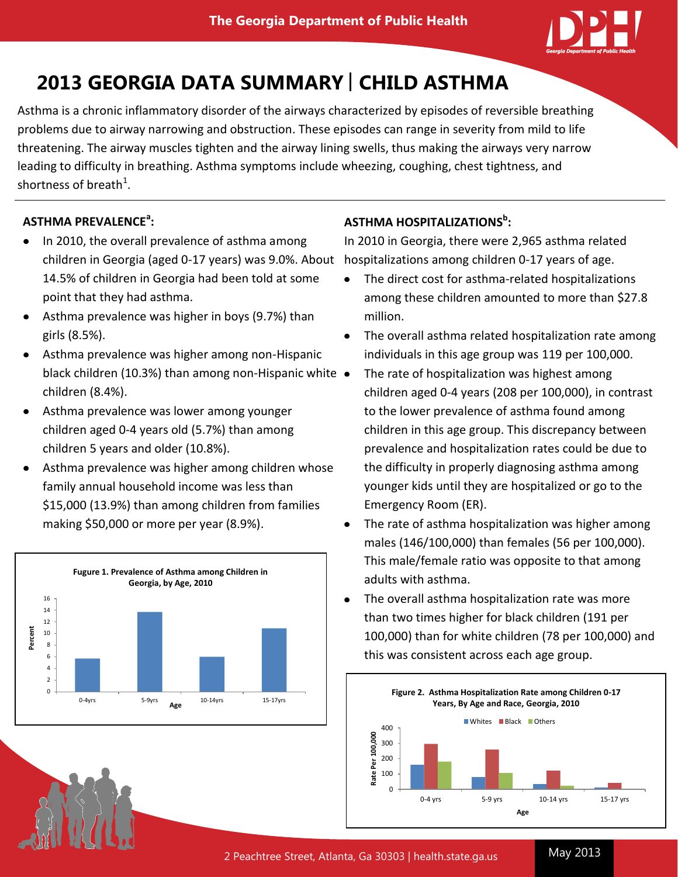# 2013 GEORGIA DATA SUMMARY | CHILD ASTHMA

Asthma is a chronic inflammatory disorder of the airways characterized by episodes of reversible breathing problems due to airway narrowing and obstruction. These episodes can range in severity from mild to life threatening. The airway muscles tighten and the airway lining swells, thus making the airways very narrow leading to difficulty in breathing. Asthma symptoms include wheezing, coughing, chest tightness, and shortness of breath[1].

## ASTHMA PREVALENCE[a]:

- In 2010, the overall prevalence of asthma among children in Georgia (aged 0-17 years) was 9.0%. About 14.5% of children in Georgia had been told at some point that they had asthma.
- Asthma prevalence was higher in boys (9.7%) than girls (8.5%).
- Asthma prevalence was higher among non-Hispanic black children (10.3%) than among non-Hispanic white children (8.4%).
- Asthma prevalence was lower among younger children aged 0-4 years old (5.7%) than among children 5 years and older (10.8%).
- Asthma prevalence was higher among children whose family annual household income was less than $15,000 (13.9%) than among children from families making $50,000 or more per year (8.9%).

**Fugure 1. Prevalence of Asthma among Children in Georgia, by Age, 2010**

## ASTHMA HOSPITALIZATIONS[b]:

In 2010 in Georgia, there were 2,965 asthma related hospitalizations among children 0-17 years of age.

- The direct cost for asthma-related hospitalizations among these children amounted to more than $27.8 million.
- The overall asthma related hospitalization rate among individuals in this age group was 119 per 100,000.
- The rate of hospitalization was highest among children aged 0-4 years (208 per 100,000), in contrast to the lower prevalence of asthma found among children in this age group. This discrepancy between prevalence and hospitalization rates could be due to the difficulty in properly diagnosing asthma among younger kids until they are hospitalized or go to the Emergency Room (ER).
- The rate of asthma hospitalization was higher among males (146/100,000) than females (56 per 100,000). This male/female ratio was opposite to that among adults with asthma.
- The overall asthma hospitalization rate was more than two times higher for black children (191 per 100,000) than for white children (78 per 100,000) and this was consistent across each age group.

**Figure 2. Asthma Hospitalization Rate among Children 0-17 Years, By Age and Race, Georgia, 2010**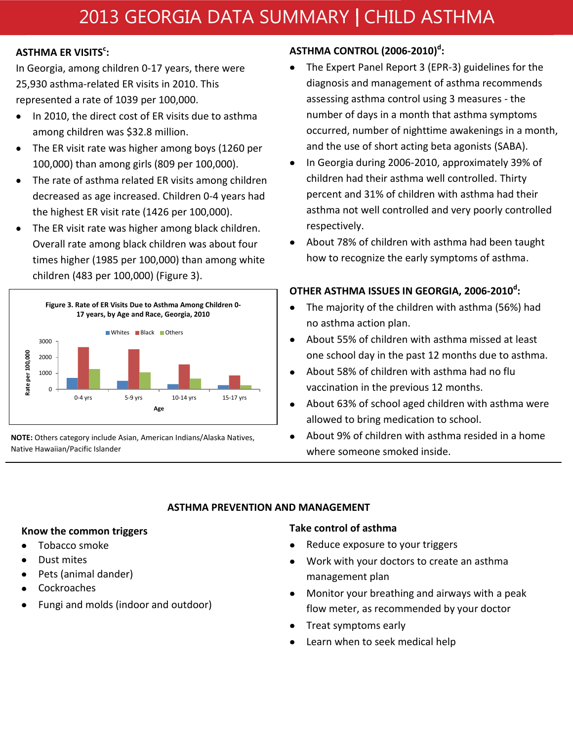# 2013 GEORGIA DATA SUMMARY | CHILD ASTHMA

## ASTHMA ER VISITS[c]:

In Georgia, among children 0-17 years, there were 25,930 asthma-related ER visits in 2010. This represented a rate of 1039 per 100,000.

- In 2010, the direct cost of ER visits due to asthma among children was $32.8 million.
- The ER visit rate was higher among boys (1260 per 100,000) than among girls (809 per 100,000).
- The rate of asthma related ER visits among children decreased as age increased. Children 0-4 years had the highest ER visit rate (1426 per 100,000).
- The ER visit rate was higher among black children. Overall rate among black children was about four times higher (1985 per 100,000) than among white children (483 per 100,000) (Figure 3).

Figure 3. Rate of ER Visits Due to Asthma Among Children 0-17 Years, by Age and Race, Georgia, 2010

**NOTE:** Others category include Asian, American Indians/Alaska Natives, Native Hawaiian/Pacific Islander

## ASTHMA CONTROL (2006-2010)[d]:

- The Expert Panel Report 3 (EPR-3) guidelines for the diagnosis and management of asthma recommends assessing asthma control using 3 measures - the number of days in a month that asthma symptoms occurred, number of nighttime awakenings in a month, and the use of short acting beta agonists (SABA).
- In Georgia during 2006-2010, approximately 39% of children had their asthma well controlled. Thirty percent and 31% of children with asthma had their asthma not well controlled and very poorly controlled respectively.
- About 78% of children with asthma had been taught how to recognize the early symptoms of asthma.

## OTHER ASTHMA ISSUES IN GEORGIA, 2006-2010[d]:

- The majority of the children with asthma (56%) had no asthma action plan.
- About 55% of children with asthma missed at least one school day in the past 12 months due to asthma.
- About 58% of children with asthma had no flu vaccination in the previous 12 months.
- About 63% of school aged children with asthma were allowed to bring medication to school.
- About 9% of children with asthma resided in a home where someone smoked inside.

## ASTHMA PREVENTION AND MANAGEMENT

### Know the common triggers

- Tobacco smoke
- Dust mites
- Pets (animal dander)
- Cockroaches
- Fungi and molds (indoor and outdoor)

### Take control of asthma

- Reduce exposure to your triggers
- Work with your doctors to create an asthma management plan
- Monitor your breathing and airways with a peak flow meter, as recommended by your doctor
- Treat symptoms early
- Learn when to seek medical help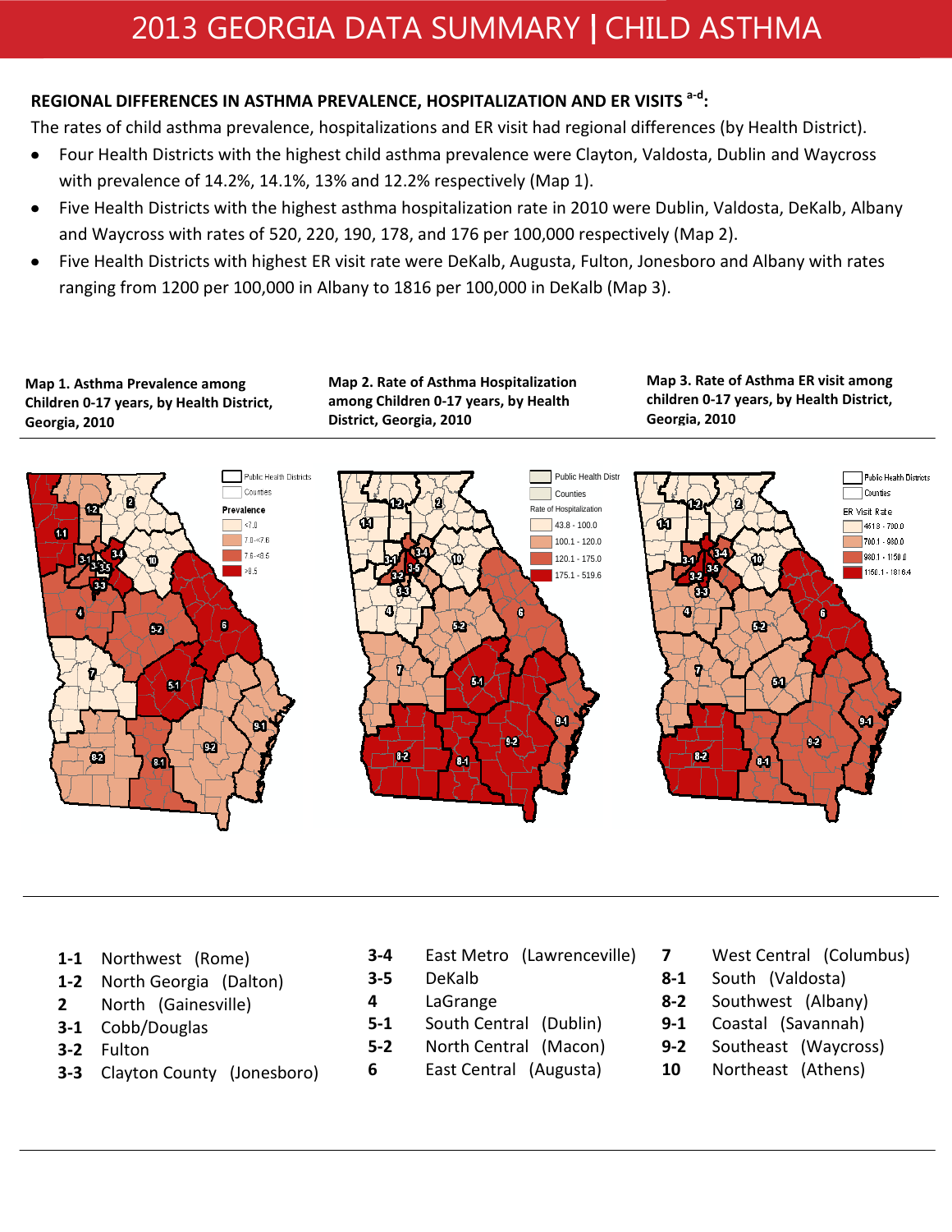# 2013 GEORGIA DATA SUMMARY | CHILD ASTHMA

**REGIONAL DIFFERENCES IN ASTHMA PREVALENCE, HOSPITALIZATION AND ER VISITS [a-d]:**

The rates of child asthma prevalence, hospitalizations and ER visit had regional differences (by Health District).

- Four Health Districts with the highest child asthma prevalence were Clayton, Valdosta, Dublin and Waycross with prevalence of 14.2%, 14.1%, 13% and 12.2% respectively (Map 1).
- Five Health Districts with the highest asthma hospitalization rate in 2010 were Dublin, Valdosta, DeKalb, Albany and Waycross with rates of 520, 220, 190, 178, and 176 per 100,000 respectively (Map 2).
- Five Health Districts with highest ER visit rate were DeKalb, Augusta, Fulton, Jonesboro and Albany with rates ranging from 1200 per 100,000 in Albany to 1816 per 100,000 in DeKalb (Map 3).

**Map 1. Asthma Prevalence among Children 0-17 years, by Health District, Georgia, 2010**

Public Health Districts; Counties

Prevalence: <7.0; 7.0-<7.6; 7.6-<8.5; >8.5

**Map 2. Rate of Asthma Hospitalization among Children 0-17 years, by Health District, Georgia, 2010**

Public Health Distr; Counties

Rate of Hospitalization: 43.8 - 100.0; 100.1 - 120.0; 120.1 - 175.0; 175.1 - 519.6

**Map 3. Rate of Asthma ER visit among children 0-17 years, by Health District, Georgia, 2010**

Public Health Districts; Counties

ER Visit Rate: 461.3 - 700.0; 700.1 - 980.0; 980.1 - 1150.0; 1150.1 - 1816.4

| | | | | | | | |
|---|---|---|---|---|---|---|---|
| **1-1** | Northwest (Rome) | **3-4** | East Metro (Lawrenceville) | **7** | West Central (Columbus) |
| **1-2** | North Georgia (Dalton) | **3-5** | DeKalb | **8-1** | South (Valdosta) |
| **2** | North (Gainesville) | **4** | LaGrange | **8-2** | Southwest (Albany) |
| **3-1** | Cobb/Douglas | **5-1** | South Central (Dublin) | **9-1** | Coastal (Savannah) |
| **3-2** | Fulton | **5-2** | North Central (Macon) | **9-2** | Southeast (Waycross) |
| **3-3** | Clayton County (Jonesboro) | **6** | East Central (Augusta) | **10** | Northeast (Athens) |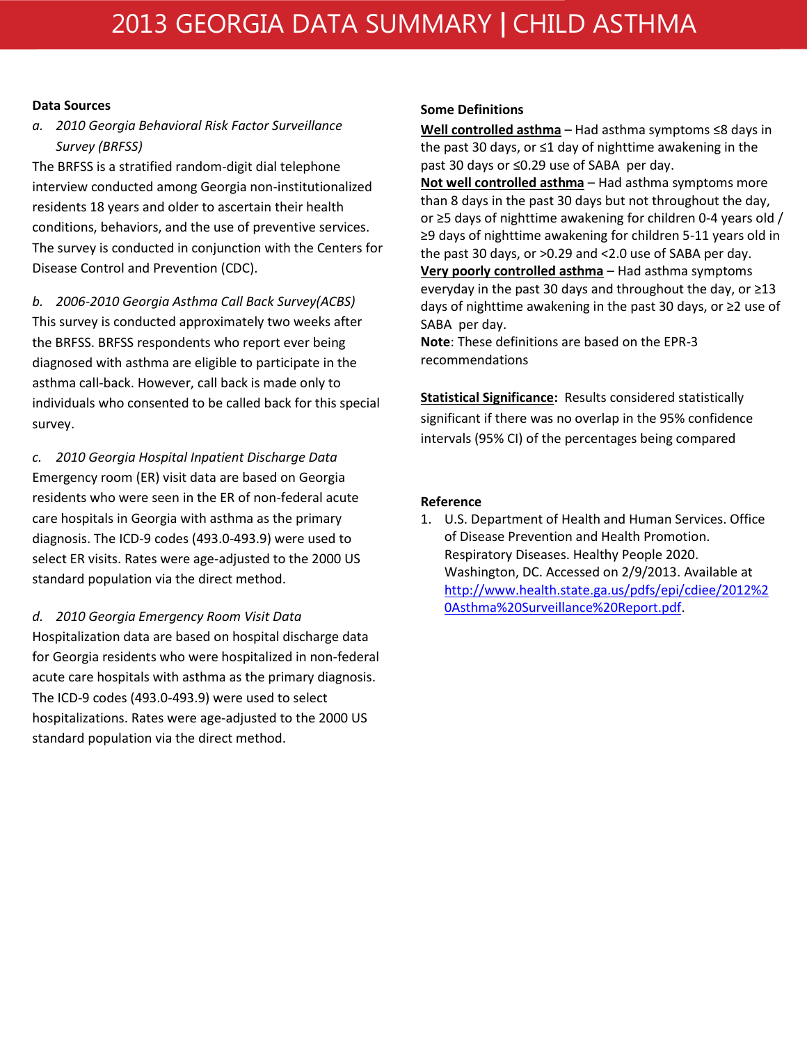# 2013 GEORGIA DATA SUMMARY | CHILD ASTHMA

**Data Sources**

*a. 2010 Georgia Behavioral Risk Factor Surveillance Survey (BRFSS)*

The BRFSS is a stratified random-digit dial telephone interview conducted among Georgia non-institutionalized residents 18 years and older to ascertain their health conditions, behaviors, and the use of preventive services. The survey is conducted in conjunction with the Centers for Disease Control and Prevention (CDC).

*b. 2006-2010 Georgia Asthma Call Back Survey(ACBS)*

This survey is conducted approximately two weeks after the BRFSS. BRFSS respondents who report ever being diagnosed with asthma are eligible to participate in the asthma call-back. However, call back is made only to individuals who consented to be called back for this special survey.

*c. 2010 Georgia Hospital Inpatient Discharge Data*

Emergency room (ER) visit data are based on Georgia residents who were seen in the ER of non-federal acute care hospitals in Georgia with asthma as the primary diagnosis. The ICD-9 codes (493.0-493.9) were used to select ER visits. Rates were age-adjusted to the 2000 US standard population via the direct method.

*d. 2010 Georgia Emergency Room Visit Data*

Hospitalization data are based on hospital discharge data for Georgia residents who were hospitalized in non-federal acute care hospitals with asthma as the primary diagnosis. The ICD-9 codes (493.0-493.9) were used to select hospitalizations. Rates were age-adjusted to the 2000 US standard population via the direct method.

**Some Definitions**

**Well controlled asthma** – Had asthma symptoms ≤8 days in the past 30 days, or ≤1 day of nighttime awakening in the past 30 days or ≤0.29 use of SABA per day.

**Not well controlled asthma** – Had asthma symptoms more than 8 days in the past 30 days but not throughout the day, or ≥5 days of nighttime awakening for children 0-4 years old / ≥9 days of nighttime awakening for children 5-11 years old in the past 30 days, or >0.29 and <2.0 use of SABA per day.

**Very poorly controlled asthma** – Had asthma symptoms everyday in the past 30 days and throughout the day, or ≥13 days of nighttime awakening in the past 30 days, or ≥2 use of SABA per day.

**Note**: These definitions are based on the EPR-3 recommendations

**Statistical Significance:** Results considered statistically significant if there was no overlap in the 95% confidence intervals (95% CI) of the percentages being compared

**Reference**

1. U.S. Department of Health and Human Services. Office of Disease Prevention and Health Promotion. Respiratory Diseases. Healthy People 2020. Washington, DC. Accessed on 2/9/2013. Available at http://www.health.state.ga.us/pdfs/epi/cdiee/2012%20Asthma%20Surveillance%20Report.pdf.